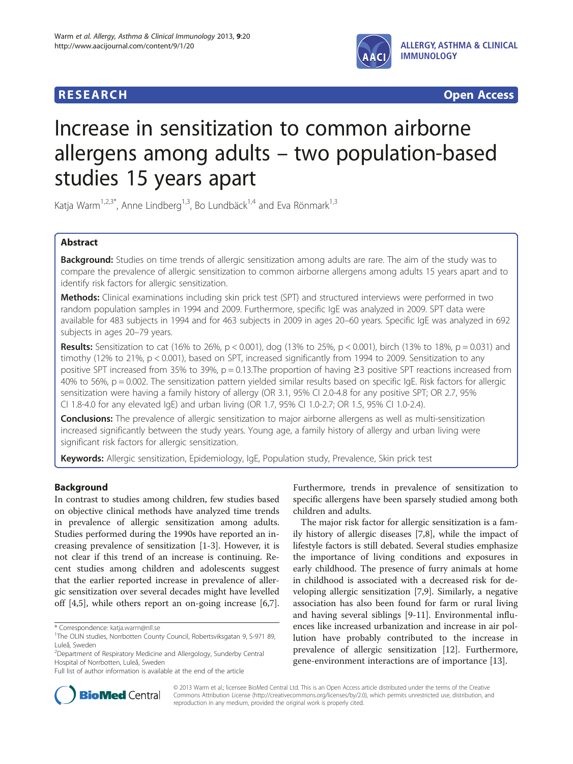RESEARCH Open Access

# Increase in sensitization to common airborne allergens among adults – two population-based studies 15 years apart

Katja Warm[1,2,3*], Anne Lindberg[1,3], Bo Lundbäck[1,4] and Eva Rönmark[1,3]

## Abstract

**Background:** Studies on time trends of allergic sensitization among adults are rare. The aim of the study was to compare the prevalence of allergic sensitization to common airborne allergens among adults 15 years apart and to identify risk factors for allergic sensitization.

**Methods:** Clinical examinations including skin prick test (SPT) and structured interviews were performed in two random population samples in 1994 and 2009. Furthermore, specific IgE was analyzed in 2009. SPT data were available for 483 subjects in 1994 and for 463 subjects in 2009 in ages 20–60 years. Specific IgE was analyzed in 692 subjects in ages 20–79 years.

**Results:** Sensitization to cat (16% to 26%, $p < 0.001$), dog (13% to 25%, $p < 0.001$), birch (13% to 18%, $p = 0.031$) and timothy (12% to 21%, $p < 0.001$), based on SPT, increased significantly from 1994 to 2009. Sensitization to any positive SPT increased from 35% to 39%, $p = 0.13$.The proportion of having ≥3 positive SPT reactions increased from 40% to 56%, $p = 0.002$. The sensitization pattern yielded similar results based on specific IgE. Risk factors for allergic sensitization were having a family history of allergy (OR 3.1, 95% CI 2.0-4.8 for any positive SPT; OR 2.7, 95% CI 1.8-4.0 for any elevated IgE) and urban living (OR 1.7, 95% CI 1.0-2.7; OR 1.5, 95% CI 1.0-2.4).

**Conclusions:** The prevalence of allergic sensitization to major airborne allergens as well as multi-sensitization increased significantly between the study years. Young age, a family history of allergy and urban living were significant risk factors for allergic sensitization.

**Keywords:** Allergic sensitization, Epidemiology, IgE, Population study, Prevalence, Skin prick test

## Background

In contrast to studies among children, few studies based on objective clinical methods have analyzed time trends in prevalence of allergic sensitization among adults. Studies performed during the 1990s have reported an increasing prevalence of sensitization [1-3]. However, it is not clear if this trend of an increase is continuing. Recent studies among children and adolescents suggest that the earlier reported increase in prevalence of allergic sensitization over several decades might have levelled off [4,5], while others report an on-going increase [6,7]. Furthermore, trends in prevalence of sensitization to specific allergens have been sparsely studied among both children and adults.

The major risk factor for allergic sensitization is a family history of allergic diseases [7,8], while the impact of lifestyle factors is still debated. Several studies emphasize the importance of living conditions and exposures in early childhood. The presence of furry animals at home in childhood is associated with a decreased risk for developing allergic sensitization [7,9]. Similarly, a negative association has also been found for farm or rural living and having several siblings [9-11]. Environmental influences like increased urbanization and increase in air pollution have probably contributed to the increase in prevalence of allergic sensitization [12]. Furthermore, gene-environment interactions are of importance [13].

\* Correspondence: katja.warm@nll.se
[1]The OLIN studies, Norrbotten County Council, Robertsviksgatan 9, S-971 89, Luleå, Sweden
[2]Department of Respiratory Medicine and Allergology, Sunderby Central Hospital of Norrbotten, Luleå, Sweden
Full list of author information is available at the end of the article

© 2013 Warm et al.; licensee BioMed Central Ltd. This is an Open Access article distributed under the terms of the Creative Commons Attribution License (http://creativecommons.org/licenses/by/2.0), which permits unrestricted use, distribution, and reproduction in any medium, provided the original work is properly cited.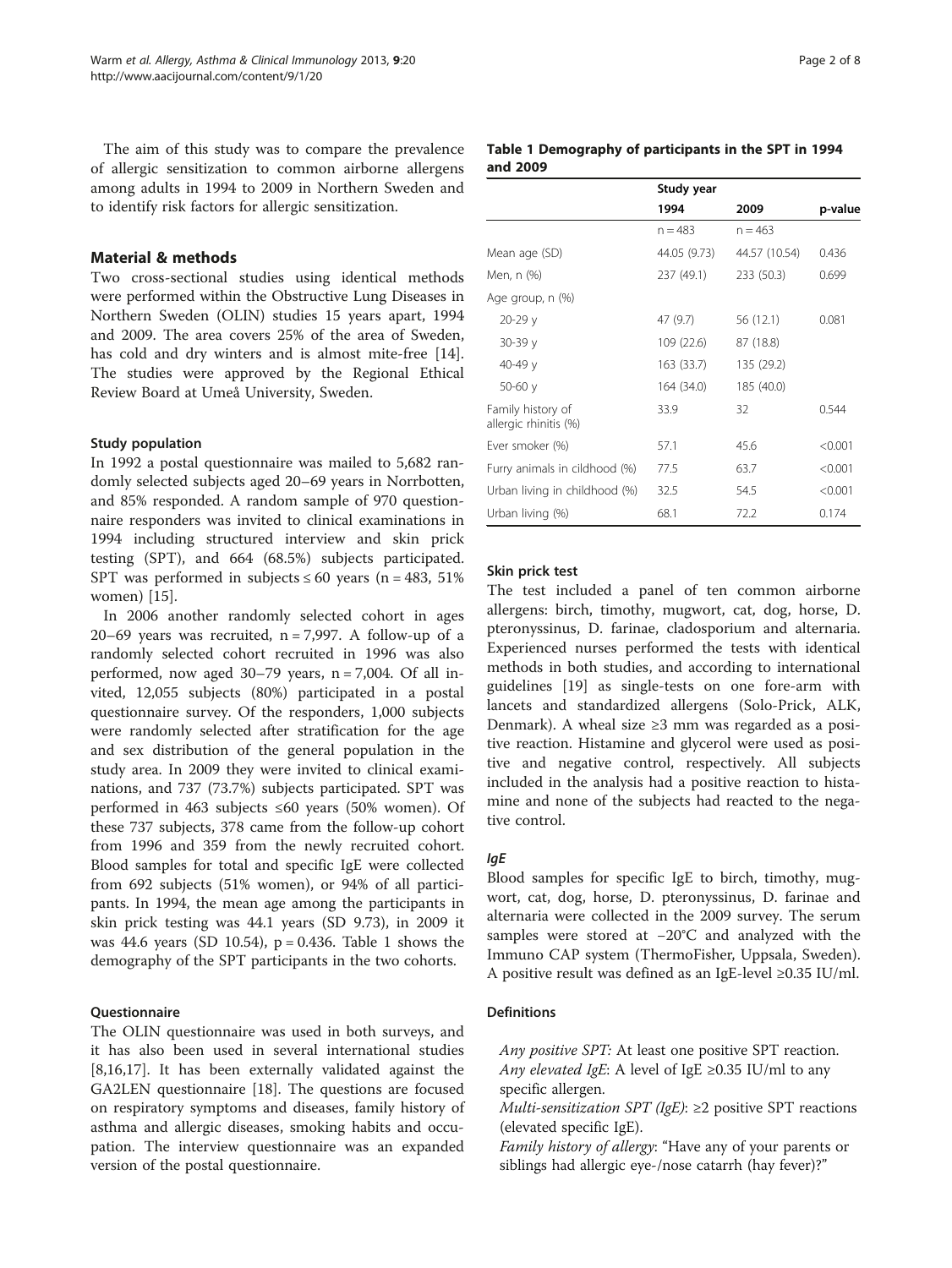The aim of this study was to compare the prevalence of allergic sensitization to common airborne allergens among adults in 1994 to 2009 in Northern Sweden and to identify risk factors for allergic sensitization.

## Material & methods

Two cross-sectional studies using identical methods were performed within the Obstructive Lung Diseases in Northern Sweden (OLIN) studies 15 years apart, 1994 and 2009. The area covers 25% of the area of Sweden, has cold and dry winters and is almost mite-free [14]. The studies were approved by the Regional Ethical Review Board at Umeå University, Sweden.

### Study population

In 1992 a postal questionnaire was mailed to 5,682 randomly selected subjects aged 20–69 years in Norrbotten, and 85% responded. A random sample of 970 questionnaire responders was invited to clinical examinations in 1994 including structured interview and skin prick testing (SPT), and 664 (68.5%) subjects participated. SPT was performed in subjects ≤ 60 years (n = 483, 51% women) [15].

In 2006 another randomly selected cohort in ages 20–69 years was recruited, n = 7,997. A follow-up of a randomly selected cohort recruited in 1996 was also performed, now aged 30–79 years, n = 7,004. Of all invited, 12,055 subjects (80%) participated in a postal questionnaire survey. Of the responders, 1,000 subjects were randomly selected after stratification for the age and sex distribution of the general population in the study area. In 2009 they were invited to clinical examinations, and 737 (73.7%) subjects participated. SPT was performed in 463 subjects ≤60 years (50% women). Of these 737 subjects, 378 came from the follow-up cohort from 1996 and 359 from the newly recruited cohort. Blood samples for total and specific IgE were collected from 692 subjects (51% women), or 94% of all participants. In 1994, the mean age among the participants in skin prick testing was 44.1 years (SD 9.73), in 2009 it was 44.6 years (SD 10.54), p = 0.436. Table 1 shows the demography of the SPT participants in the two cohorts.

### Questionnaire

The OLIN questionnaire was used in both surveys, and it has also been used in several international studies [8,16,17]. It has been externally validated against the GA2LEN questionnaire [18]. The questions are focused on respiratory symptoms and diseases, family history of asthma and allergic diseases, smoking habits and occupation. The interview questionnaire was an expanded version of the postal questionnaire.

**Table 1 Demography of participants in the SPT in 1994 and 2009**

| | Study year | | |
|---|---|---|---|
| | 1994 | 2009 | p-value |
| | n = 483 | n = 463 | |
| Mean age (SD) | 44.05 (9.73) | 44.57 (10.54) | 0.436 |
| Men, n (%) | 237 (49.1) | 233 (50.3) | 0.699 |
| Age group, n (%) | | | |
| 20-29 y | 47 (9.7) | 56 (12.1) | 0.081 |
| 30-39 y | 109 (22.6) | 87 (18.8) | |
| 40-49 y | 163 (33.7) | 135 (29.2) | |
| 50-60 y | 164 (34.0) | 185 (40.0) | |
| Family history of allergic rhinitis (%) | 33.9 | 32 | 0.544 |
| Ever smoker (%) | 57.1 | 45.6 | <0.001 |
| Furry animals in cildhood (%) | 77.5 | 63.7 | <0.001 |
| Urban living in childhood (%) | 32.5 | 54.5 | <0.001 |
| Urban living (%) | 68.1 | 72.2 | 0.174 |

### Skin prick test

The test included a panel of ten common airborne allergens: birch, timothy, mugwort, cat, dog, horse, D. pteronyssinus, D. farinae, cladosporium and alternaria. Experienced nurses performed the tests with identical methods in both studies, and according to international guidelines [19] as single-tests on one fore-arm with lancets and standardized allergens (Solo-Prick, ALK, Denmark). A wheal size ≥3 mm was regarded as a positive reaction. Histamine and glycerol were used as positive and negative control, respectively. All subjects included in the analysis had a positive reaction to histamine and none of the subjects had reacted to the negative control.

### *IgE*

Blood samples for specific IgE to birch, timothy, mugwort, cat, dog, horse, D. pteronyssinus, D. farinae and alternaria were collected in the 2009 survey. The serum samples were stored at −20°C and analyzed with the Immuno CAP system (ThermoFisher, Uppsala, Sweden). A positive result was defined as an IgE-level ≥0.35 IU/ml.

### Definitions

*Any positive SPT*: At least one positive SPT reaction.
*Any elevated IgE*: A level of IgE ≥0.35 IU/ml to any specific allergen.
*Multi-sensitization SPT (IgE)*: ≥2 positive SPT reactions (elevated specific IgE).
*Family history of allergy*: "Have any of your parents or siblings had allergic eye-/nose catarrh (hay fever)?"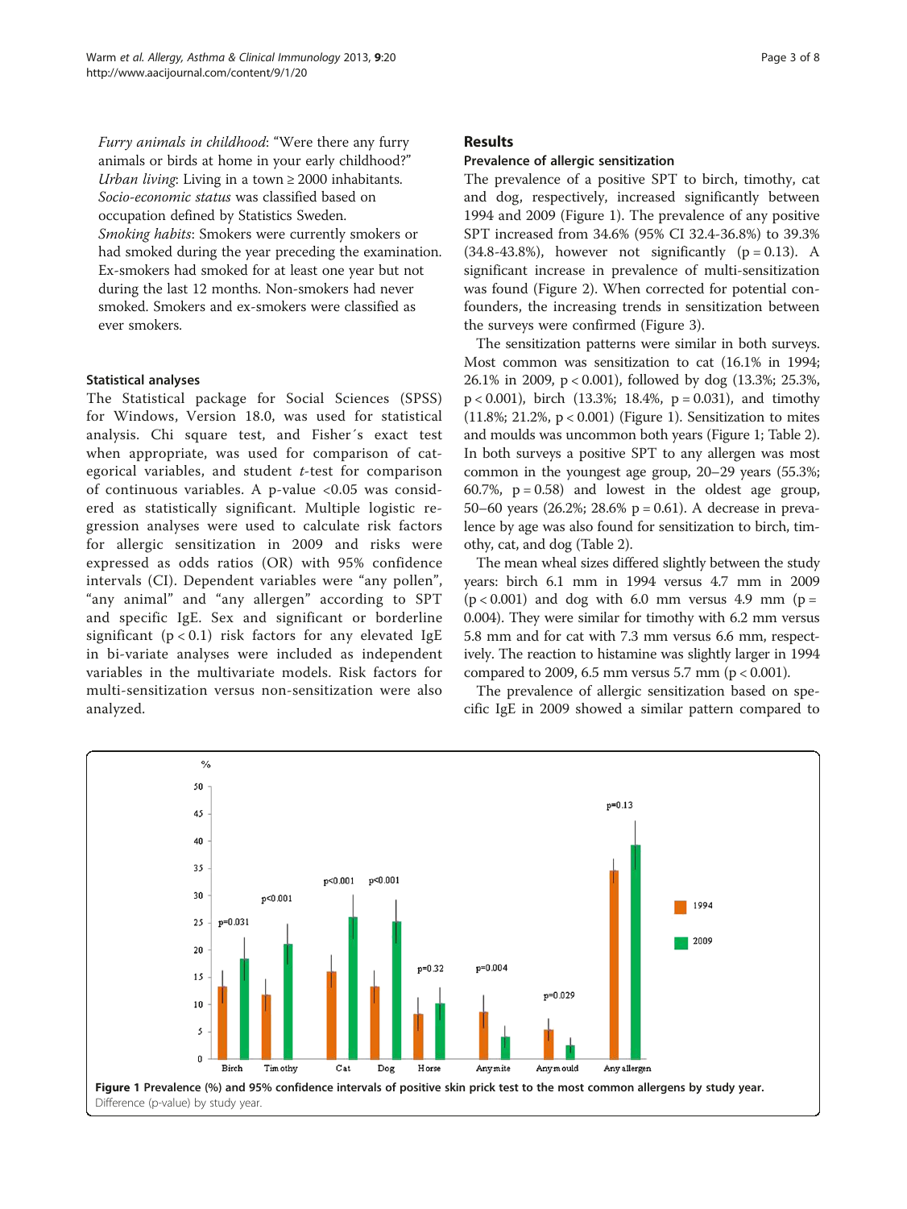*Furry animals in childhood*: "Were there any furry animals or birds at home in your early childhood?"
*Urban living*: Living in a town ≥ 2000 inhabitants.
*Socio-economic status* was classified based on occupation defined by Statistics Sweden.
*Smoking habits*: Smokers were currently smokers or had smoked during the year preceding the examination. Ex-smokers had smoked for at least one year but not during the last 12 months. Non-smokers had never smoked. Smokers and ex-smokers were classified as ever smokers.

### Statistical analyses

The Statistical package for Social Sciences (SPSS) for Windows, Version 18.0, was used for statistical analysis. Chi square test, and Fisher´s exact test when appropriate, was used for comparison of categorical variables, and student *t*-test for comparison of continuous variables. A p-value <0.05 was considered as statistically significant. Multiple logistic regression analyses were used to calculate risk factors for allergic sensitization in 2009 and risks were expressed as odds ratios (OR) with 95% confidence intervals (CI). Dependent variables were "any pollen", "any animal" and "any allergen" according to SPT and specific IgE. Sex and significant or borderline significant ($p < 0.1$) risk factors for any elevated IgE in bi-variate analyses were included as independent variables in the multivariate models. Risk factors for multi-sensitization versus non-sensitization were also analyzed.

## Results

### Prevalence of allergic sensitization

The prevalence of a positive SPT to birch, timothy, cat and dog, respectively, increased significantly between 1994 and 2009 (Figure 1). The prevalence of any positive SPT increased from 34.6% (95% CI 32.4-36.8%) to 39.3% (34.8-43.8%), however not significantly ($p = 0.13$). A significant increase in prevalence of multi-sensitization was found (Figure 2). When corrected for potential confounders, the increasing trends in sensitization between the surveys were confirmed (Figure 3).

The sensitization patterns were similar in both surveys. Most common was sensitization to cat (16.1% in 1994; 26.1% in 2009, $p < 0.001$), followed by dog (13.3%; 25.3%, $p < 0.001$), birch (13.3%; 18.4%, $p = 0.031$), and timothy (11.8%; 21.2%, $p < 0.001$) (Figure 1). Sensitization to mites and moulds was uncommon both years (Figure 1; Table 2). In both surveys a positive SPT to any allergen was most common in the youngest age group, 20–29 years (55.3%; 60.7%, $p = 0.58$) and lowest in the oldest age group, 50–60 years (26.2%; 28.6% $p = 0.61$). A decrease in prevalence by age was also found for sensitization to birch, timothy, cat, and dog (Table 2).

The mean wheal sizes differed slightly between the study years: birch 6.1 mm in 1994 versus 4.7 mm in 2009 ($p < 0.001$) and dog with 6.0 mm versus 4.9 mm ($p = 0.004$). They were similar for timothy with 6.2 mm versus 5.8 mm and for cat with 7.3 mm versus 6.6 mm, respectively. The reaction to histamine was slightly larger in 1994 compared to 2009, 6.5 mm versus 5.7 mm ($p < 0.001$).

The prevalence of allergic sensitization based on specific IgE in 2009 showed a similar pattern compared to

**Figure 1** Prevalence (%) and 95% confidence intervals of positive skin prick test to the most common allergens by study year. Difference (p-value) by study year.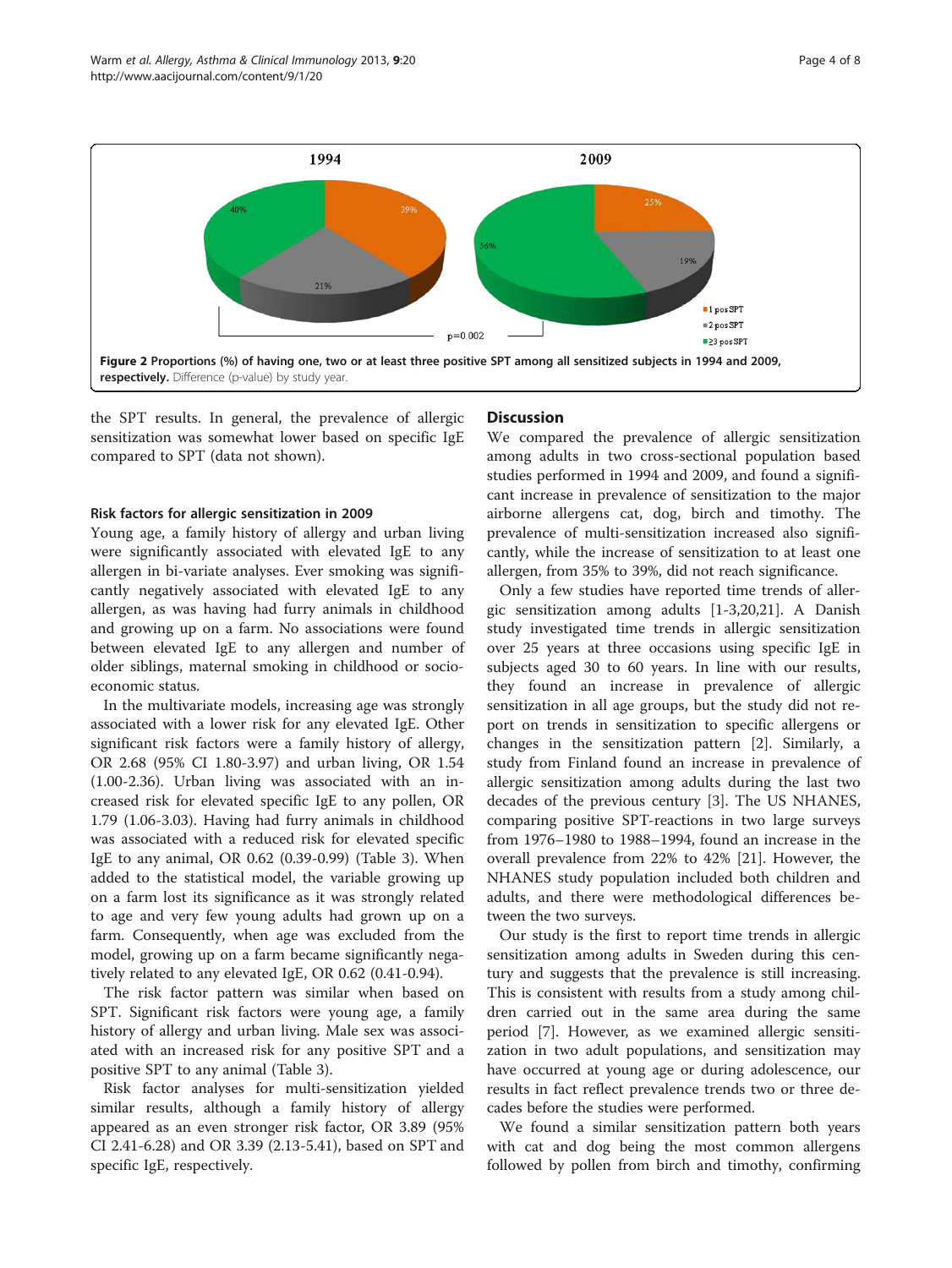**Figure 2 Proportions (%) of having one, two or at least three positive SPT among all sensitized subjects in 1994 and 2009, respectively.** Difference (p-value) by study year.

the SPT results. In general, the prevalence of allergic sensitization was somewhat lower based on specific IgE compared to SPT (data not shown).

### Risk factors for allergic sensitization in 2009

Young age, a family history of allergy and urban living were significantly associated with elevated IgE to any allergen in bi-variate analyses. Ever smoking was significantly negatively associated with elevated IgE to any allergen, as was having had furry animals in childhood and growing up on a farm. No associations were found between elevated IgE to any allergen and number of older siblings, maternal smoking in childhood or socio-economic status.

In the multivariate models, increasing age was strongly associated with a lower risk for any elevated IgE. Other significant risk factors were a family history of allergy, OR 2.68 (95% CI 1.80-3.97) and urban living, OR 1.54 (1.00-2.36). Urban living was associated with an increased risk for elevated specific IgE to any pollen, OR 1.79 (1.06-3.03). Having had furry animals in childhood was associated with a reduced risk for elevated specific IgE to any animal, OR 0.62 (0.39-0.99) (Table 3). When added to the statistical model, the variable growing up on a farm lost its significance as it was strongly related to age and very few young adults had grown up on a farm. Consequently, when age was excluded from the model, growing up on a farm became significantly negatively related to any elevated IgE, OR 0.62 (0.41-0.94).

The risk factor pattern was similar when based on SPT. Significant risk factors were young age, a family history of allergy and urban living. Male sex was associated with an increased risk for any positive SPT and a positive SPT to any animal (Table 3).

Risk factor analyses for multi-sensitization yielded similar results, although a family history of allergy appeared as an even stronger risk factor, OR 3.89 (95% CI 2.41-6.28) and OR 3.39 (2.13-5.41), based on SPT and specific IgE, respectively.

## Discussion

We compared the prevalence of allergic sensitization among adults in two cross-sectional population based studies performed in 1994 and 2009, and found a significant increase in prevalence of sensitization to the major airborne allergens cat, dog, birch and timothy. The prevalence of multi-sensitization increased also significantly, while the increase of sensitization to at least one allergen, from 35% to 39%, did not reach significance.

Only a few studies have reported time trends of allergic sensitization among adults [1-3,20,21]. A Danish study investigated time trends in allergic sensitization over 25 years at three occasions using specific IgE in subjects aged 30 to 60 years. In line with our results, they found an increase in prevalence of allergic sensitization in all age groups, but the study did not report on trends in sensitization to specific allergens or changes in the sensitization pattern [2]. Similarly, a study from Finland found an increase in prevalence of allergic sensitization among adults during the last two decades of the previous century [3]. The US NHANES, comparing positive SPT-reactions in two large surveys from 1976–1980 to 1988–1994, found an increase in the overall prevalence from 22% to 42% [21]. However, the NHANES study population included both children and adults, and there were methodological differences between the two surveys.

Our study is the first to report time trends in allergic sensitization among adults in Sweden during this century and suggests that the prevalence is still increasing. This is consistent with results from a study among children carried out in the same area during the same period [7]. However, as we examined allergic sensitization in two adult populations, and sensitization may have occurred at young age or during adolescence, our results in fact reflect prevalence trends two or three decades before the studies were performed.

We found a similar sensitization pattern both years with cat and dog being the most common allergens followed by pollen from birch and timothy, confirming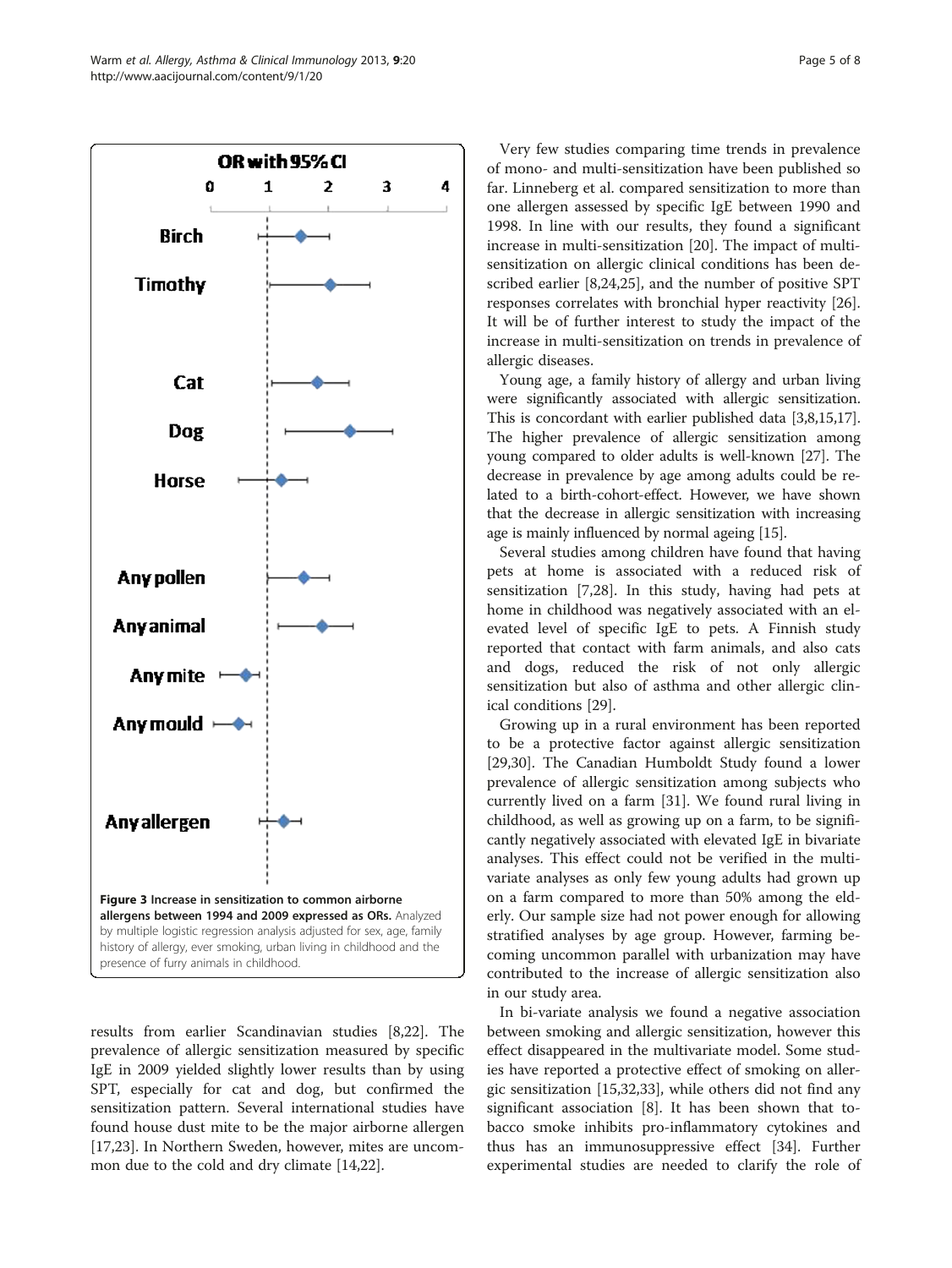**Figure 3 Increase in sensitization to common airborne allergens between 1994 and 2009 expressed as ORs.** Analyzed by multiple logistic regression analysis adjusted for sex, age, family history of allergy, ever smoking, urban living in childhood and the presence of furry animals in childhood.

results from earlier Scandinavian studies [8,22]. The prevalence of allergic sensitization measured by specific IgE in 2009 yielded slightly lower results than by using SPT, especially for cat and dog, but confirmed the sensitization pattern. Several international studies have found house dust mite to be the major airborne allergen [17,23]. In Northern Sweden, however, mites are uncommon due to the cold and dry climate [14,22].

Very few studies comparing time trends in prevalence of mono- and multi-sensitization have been published so far. Linneberg et al. compared sensitization to more than one allergen assessed by specific IgE between 1990 and 1998. In line with our results, they found a significant increase in multi-sensitization [20]. The impact of multi-sensitization on allergic clinical conditions has been described earlier [8,24,25], and the number of positive SPT responses correlates with bronchial hyper reactivity [26]. It will be of further interest to study the impact of the increase in multi-sensitization on trends in prevalence of allergic diseases.

Young age, a family history of allergy and urban living were significantly associated with allergic sensitization. This is concordant with earlier published data [3,8,15,17]. The higher prevalence of allergic sensitization among young compared to older adults is well-known [27]. The decrease in prevalence by age among adults could be related to a birth-cohort-effect. However, we have shown that the decrease in allergic sensitization with increasing age is mainly influenced by normal ageing [15].

Several studies among children have found that having pets at home is associated with a reduced risk of sensitization [7,28]. In this study, having had pets at home in childhood was negatively associated with an elevated level of specific IgE to pets. A Finnish study reported that contact with farm animals, and also cats and dogs, reduced the risk of not only allergic sensitization but also of asthma and other allergic clinical conditions [29].

Growing up in a rural environment has been reported to be a protective factor against allergic sensitization [29,30]. The Canadian Humboldt Study found a lower prevalence of allergic sensitization among subjects who currently lived on a farm [31]. We found rural living in childhood, as well as growing up on a farm, to be significantly negatively associated with elevated IgE in bivariate analyses. This effect could not be verified in the multivariate analyses as only few young adults had grown up on a farm compared to more than 50% among the elderly. Our sample size had not power enough for allowing stratified analyses by age group. However, farming becoming uncommon parallel with urbanization may have contributed to the increase of allergic sensitization also in our study area.

In bi-variate analysis we found a negative association between smoking and allergic sensitization, however this effect disappeared in the multivariate model. Some studies have reported a protective effect of smoking on allergic sensitization [15,32,33], while others did not find any significant association [8]. It has been shown that tobacco smoke inhibits pro-inflammatory cytokines and thus has an immunosuppressive effect [34]. Further experimental studies are needed to clarify the role of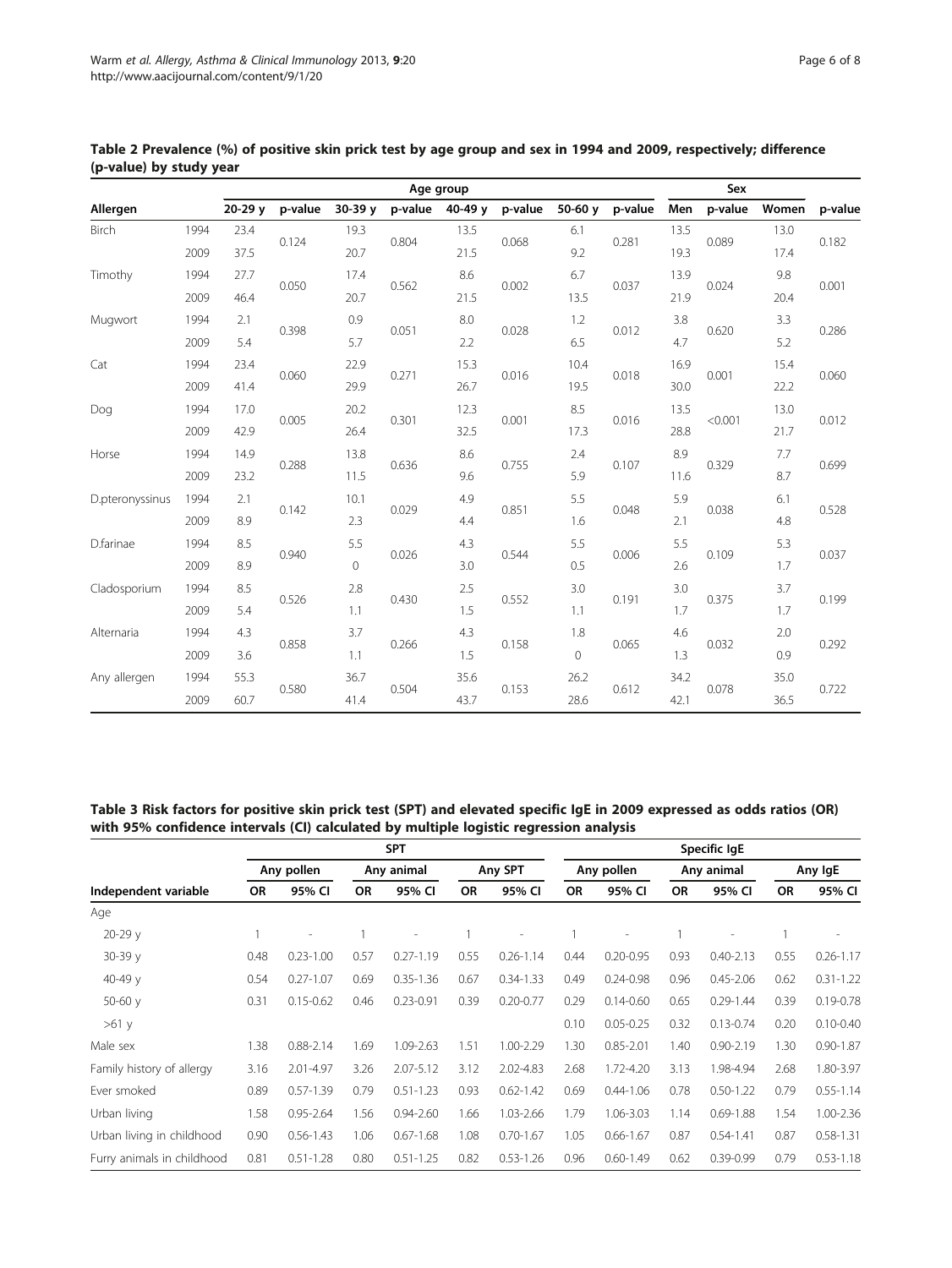**Table 2 Prevalence (%) of positive skin prick test by age group and sex in 1994 and 2009, respectively; difference (p-value) by study year**

| Allergen | | Age group | | | | | | | | Sex | | | |
|---|---|---|---|---|---|---|---|---|---|---|---|---|---|
| | | 20-29 y | p-value | 30-39 y | p-value | 40-49 y | p-value | 50-60 y | p-value | Men | p-value | Women | p-value |
| Birch | 1994 | 23.4 | 0.124 | 19.3 | 0.804 | 13.5 | 0.068 | 6.1 | 0.281 | 13.5 | 0.089 | 13.0 | 0.182 |
| | 2009 | 37.5 | | 20.7 | | 21.5 | | 9.2 | | 19.3 | | 17.4 | |
| Timothy | 1994 | 27.7 | 0.050 | 17.4 | 0.562 | 8.6 | 0.002 | 6.7 | 0.037 | 13.9 | 0.024 | 9.8 | 0.001 |
| | 2009 | 46.4 | | 20.7 | | 21.5 | | 13.5 | | 21.9 | | 20.4 | |
| Mugwort | 1994 | 2.1 | 0.398 | 0.9 | 0.051 | 8.0 | 0.028 | 1.2 | 0.012 | 3.8 | 0.620 | 3.3 | 0.286 |
| | 2009 | 5.4 | | 5.7 | | 2.2 | | 6.5 | | 4.7 | | 5.2 | |
| Cat | 1994 | 23.4 | 0.060 | 22.9 | 0.271 | 15.3 | 0.016 | 10.4 | 0.018 | 16.9 | 0.001 | 15.4 | 0.060 |
| | 2009 | 41.4 | | 29.9 | | 26.7 | | 19.5 | | 30.0 | | 22.2 | |
| Dog | 1994 | 17.0 | 0.005 | 20.2 | 0.301 | 12.3 | 0.001 | 8.5 | 0.016 | 13.5 | <0.001 | 13.0 | 0.012 |
| | 2009 | 42.9 | | 26.4 | | 32.5 | | 17.3 | | 28.8 | | 21.7 | |
| Horse | 1994 | 14.9 | 0.288 | 13.8 | 0.636 | 8.6 | 0.755 | 2.4 | 0.107 | 8.9 | 0.329 | 7.7 | 0.699 |
| | 2009 | 23.2 | | 11.5 | | 9.6 | | 5.9 | | 11.6 | | 8.7 | |
| D.pteronyssinus | 1994 | 2.1 | 0.142 | 10.1 | 0.029 | 4.9 | 0.851 | 5.5 | 0.048 | 5.9 | 0.038 | 6.1 | 0.528 |
| | 2009 | 8.9 | | 2.3 | | 4.4 | | 1.6 | | 2.1 | | 4.8 | |
| D.farinae | 1994 | 8.5 | 0.940 | 5.5 | 0.026 | 4.3 | 0.544 | 5.5 | 0.006 | 5.5 | 0.109 | 5.3 | 0.037 |
| | 2009 | 8.9 | | 0 | | 3.0 | | 0.5 | | 2.6 | | 1.7 | |
| Cladosporium | 1994 | 8.5 | 0.526 | 2.8 | 0.430 | 2.5 | 0.552 | 3.0 | 0.191 | 3.0 | 0.375 | 3.7 | 0.199 |
| | 2009 | 5.4 | | 1.1 | | 1.5 | | 1.1 | | 1.7 | | 1.7 | |
| Alternaria | 1994 | 4.3 | 0.858 | 3.7 | 0.266 | 4.3 | 0.158 | 1.8 | 0.065 | 4.6 | 0.032 | 2.0 | 0.292 |
| | 2009 | 3.6 | | 1.1 | | 1.5 | | 0 | | 1.3 | | 0.9 | |
| Any allergen | 1994 | 55.3 | 0.580 | 36.7 | 0.504 | 35.6 | 0.153 | 26.2 | 0.612 | 34.2 | 0.078 | 35.0 | 0.722 |
| | 2009 | 60.7 | | 41.4 | | 43.7 | | 28.6 | | 42.1 | | 36.5 | |

**Table 3 Risk factors for positive skin prick test (SPT) and elevated specific IgE in 2009 expressed as odds ratios (OR) with 95% confidence intervals (CI) calculated by multiple logistic regression analysis**

| | SPT | | | | | | Specific IgE | | | | | |
|---|---|---|---|---|---|---|---|---|---|---|---|---|
| | Any pollen | | Any animal | | Any SPT | | Any pollen | | Any animal | | Any IgE | |
| Independent variable | OR | 95% CI | OR | 95% CI | OR | 95% CI | OR | 95% CI | OR | 95% CI | OR | 95% CI |
| Age | | | | | | | | | | | | |
| 20-29 y | 1 | - | 1 | - | 1 | - | 1 | - | 1 | - | 1 | - |
| 30-39 y | 0.48 | 0.23-1.00 | 0.57 | 0.27-1.19 | 0.55 | 0.26-1.14 | 0.44 | 0.20-0.95 | 0.93 | 0.40-2.13 | 0.55 | 0.26-1.17 |
| 40-49 y | 0.54 | 0.27-1.07 | 0.69 | 0.35-1.36 | 0.67 | 0.34-1.33 | 0.49 | 0.24-0.98 | 0.96 | 0.45-2.06 | 0.62 | 0.31-1.22 |
| 50-60 y | 0.31 | 0.15-0.62 | 0.46 | 0.23-0.91 | 0.39 | 0.20-0.77 | 0.29 | 0.14-0.60 | 0.65 | 0.29-1.44 | 0.39 | 0.19-0.78 |
| >61 y | | | | | | | 0.10 | 0.05-0.25 | 0.32 | 0.13-0.74 | 0.20 | 0.10-0.40 |
| Male sex | 1.38 | 0.88-2.14 | 1.69 | 1.09-2.63 | 1.51 | 1.00-2.29 | 1.30 | 0.85-2.01 | 1.40 | 0.90-2.19 | 1.30 | 0.90-1.87 |
| Family history of allergy | 3.16 | 2.01-4.97 | 3.26 | 2.07-5.12 | 3.12 | 2.02-4.83 | 2.68 | 1.72-4.20 | 3.13 | 1.98-4.94 | 2.68 | 1.80-3.97 |
| Ever smoked | 0.89 | 0.57-1.39 | 0.79 | 0.51-1.23 | 0.93 | 0.62-1.42 | 0.69 | 0.44-1.06 | 0.78 | 0.50-1.22 | 0.79 | 0.55-1.14 |
| Urban living | 1.58 | 0.95-2.64 | 1.56 | 0.94-2.60 | 1.66 | 1.03-2.66 | 1.79 | 1.06-3.03 | 1.14 | 0.69-1.88 | 1.54 | 1.00-2.36 |
| Urban living in childhood | 0.90 | 0.56-1.43 | 1.06 | 0.67-1.68 | 1.08 | 0.70-1.67 | 1.05 | 0.66-1.67 | 0.87 | 0.54-1.41 | 0.87 | 0.58-1.31 |
| Furry animals in childhood | 0.81 | 0.51-1.28 | 0.80 | 0.51-1.25 | 0.82 | 0.53-1.26 | 0.96 | 0.60-1.49 | 0.62 | 0.39-0.99 | 0.79 | 0.53-1.18 |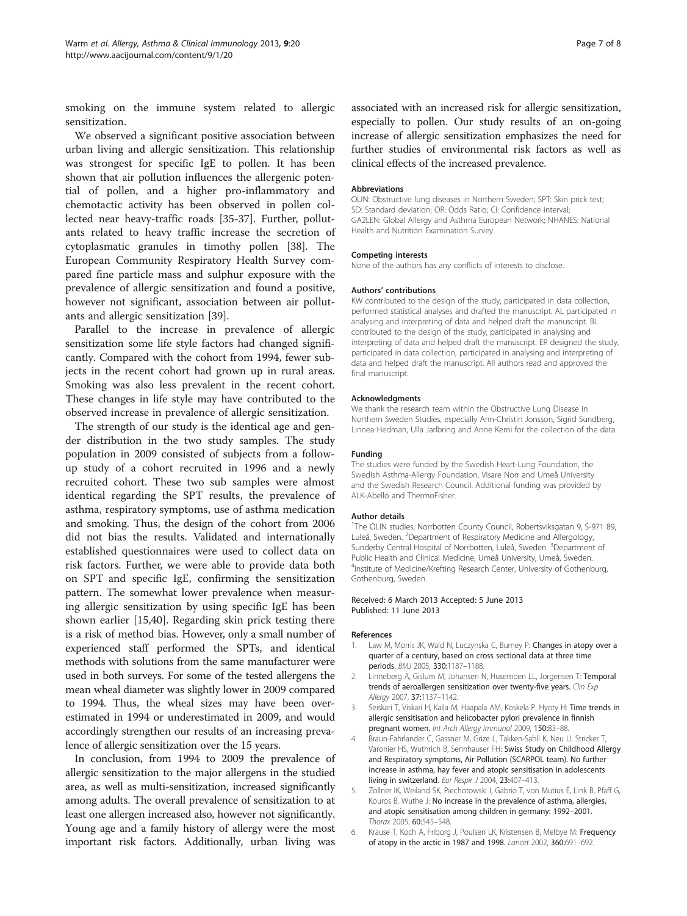smoking on the immune system related to allergic sensitization.

We observed a significant positive association between urban living and allergic sensitization. This relationship was strongest for specific IgE to pollen. It has been shown that air pollution influences the allergenic potential of pollen, and a higher pro-inflammatory and chemotactic activity has been observed in pollen collected near heavy-traffic roads [35-37]. Further, pollutants related to heavy traffic increase the secretion of cytoplasmatic granules in timothy pollen [38]. The European Community Respiratory Health Survey compared fine particle mass and sulphur exposure with the prevalence of allergic sensitization and found a positive, however not significant, association between air pollutants and allergic sensitization [39].

Parallel to the increase in prevalence of allergic sensitization some life style factors had changed significantly. Compared with the cohort from 1994, fewer subjects in the recent cohort had grown up in rural areas. Smoking was also less prevalent in the recent cohort. These changes in life style may have contributed to the observed increase in prevalence of allergic sensitization.

The strength of our study is the identical age and gender distribution in the two study samples. The study population in 2009 consisted of subjects from a follow-up study of a cohort recruited in 1996 and a newly recruited cohort. These two sub samples were almost identical regarding the SPT results, the prevalence of asthma, respiratory symptoms, use of asthma medication and smoking. Thus, the design of the cohort from 2006 did not bias the results. Validated and internationally established questionnaires were used to collect data on risk factors. Further, we were able to provide data both on SPT and specific IgE, confirming the sensitization pattern. The somewhat lower prevalence when measuring allergic sensitization by using specific IgE has been shown earlier [15,40]. Regarding skin prick testing there is a risk of method bias. However, only a small number of experienced staff performed the SPTs, and identical methods with solutions from the same manufacturer were used in both surveys. For some of the tested allergens the mean wheal diameter was slightly lower in 2009 compared to 1994. Thus, the wheal sizes may have been overestimated in 1994 or underestimated in 2009, and would accordingly strengthen our results of an increasing prevalence of allergic sensitization over the 15 years.

In conclusion, from 1994 to 2009 the prevalence of allergic sensitization to the major allergens in the studied area, as well as multi-sensitization, increased significantly among adults. The overall prevalence of sensitization to at least one allergen increased also, however not significantly. Young age and a family history of allergy were the most important risk factors. Additionally, urban living was associated with an increased risk for allergic sensitization, especially to pollen. Our study results of an on-going increase of allergic sensitization emphasizes the need for further studies of environmental risk factors as well as clinical effects of the increased prevalence.

#### Abbreviations

OLIN: Obstructive lung diseases in Northern Sweden; SPT: Skin prick test; SD: Standard deviation; OR: Odds Ratio; CI: Confidence interval; GA2LEN: Global Allergy and Asthma European Network; NHANES: National Health and Nutrition Examination Survey.

#### Competing interests

None of the authors has any conflicts of interests to disclose.

#### Authors' contributions

KW contributed to the design of the study, participated in data collection, performed statistical analyses and drafted the manuscript. AL participated in analysing and interpreting of data and helped draft the manuscript. BL contributed to the design of the study, participated in analysing and interpreting of data and helped draft the manuscript. ER designed the study, participated in data collection, participated in analysing and interpreting of data and helped draft the manuscript. All authors read and approved the final manuscript.

#### Acknowledgments

We thank the research team within the Obstructive Lung Disease in Northern Sweden Studies, especially Ann-Christin Jonsson, Sigrid Sundberg, Linnea Hedman, Ulla Jarlbring and Anne Kemi for the collection of the data.

#### Funding

The studies were funded by the Swedish Heart-Lung Foundation, the Swedish Asthma-Allergy Foundation, Visare Norr and Umeå University and the Swedish Research Council. Additional funding was provided by ALK-Abelló and ThermoFisher.

#### Author details

[1]The OLIN studies, Norrbotten County Council, Robertsviksgatan 9, S-971 89, Luleå, Sweden. [2]Department of Respiratory Medicine and Allergology, Sunderby Central Hospital of Norrbotten, Luleå, Sweden. [3]Department of Public Health and Clinical Medicine, Umeå University, Umeå, Sweden. [4]Institute of Medicine/Krefting Research Center, University of Gothenburg, Gothenburg, Sweden.

Received: 6 March 2013 Accepted: 5 June 2013
Published: 11 June 2013

#### References

1. Law M, Morris JK, Wald N, Luczynska C, Burney P: **Changes in atopy over a quarter of a century, based on cross sectional data at three time periods.** *BMJ* 2005, **330:**1187–1188.
2. Linneberg A, Gislum M, Johansen N, Husemoen LL, Jorgensen T: **Temporal trends of aeroallergen sensitization over twenty-five years.** *Clin Exp Allergy* 2007, **37:**1137–1142.
3. Seiskari T, Viskari H, Kaila M, Haapala AM, Koskela P, Hyoty H: **Time trends in allergic sensitisation and helicobacter pylori prevalence in finnish pregnant women.** *Int Arch Allergy Immunol* 2009, **150:**83–88.
4. Braun-Fahrlander C, Gassner M, Grize L, Takken-Sahli K, Neu U, Stricker T, Varonier HS, Wuthrich B, Sennhauser FH: **Swiss Study on Childhood Allergy and Respiratory symptoms, Air Pollution (SCARPOL team). No further increase in asthma, hay fever and atopic sensitisation in adolescents living in switzerland.** *Eur Respir J* 2004, **23:**407–413.
5. Zollner IK, Weiland SK, Piechotowski I, Gabrio T, von Mutius E, Link B, Pfaff G, Kouros B, Wuthe J: **No increase in the prevalence of asthma, allergies, and atopic sensitisation among children in germany: 1992–2001.** *Thorax* 2005, **60:**545–548.
6. Krause T, Koch A, Friborg J, Poulsen LK, Kristensen B, Melbye M: **Frequency of atopy in the arctic in 1987 and 1998.** *Lancet* 2002, **360:**691–692.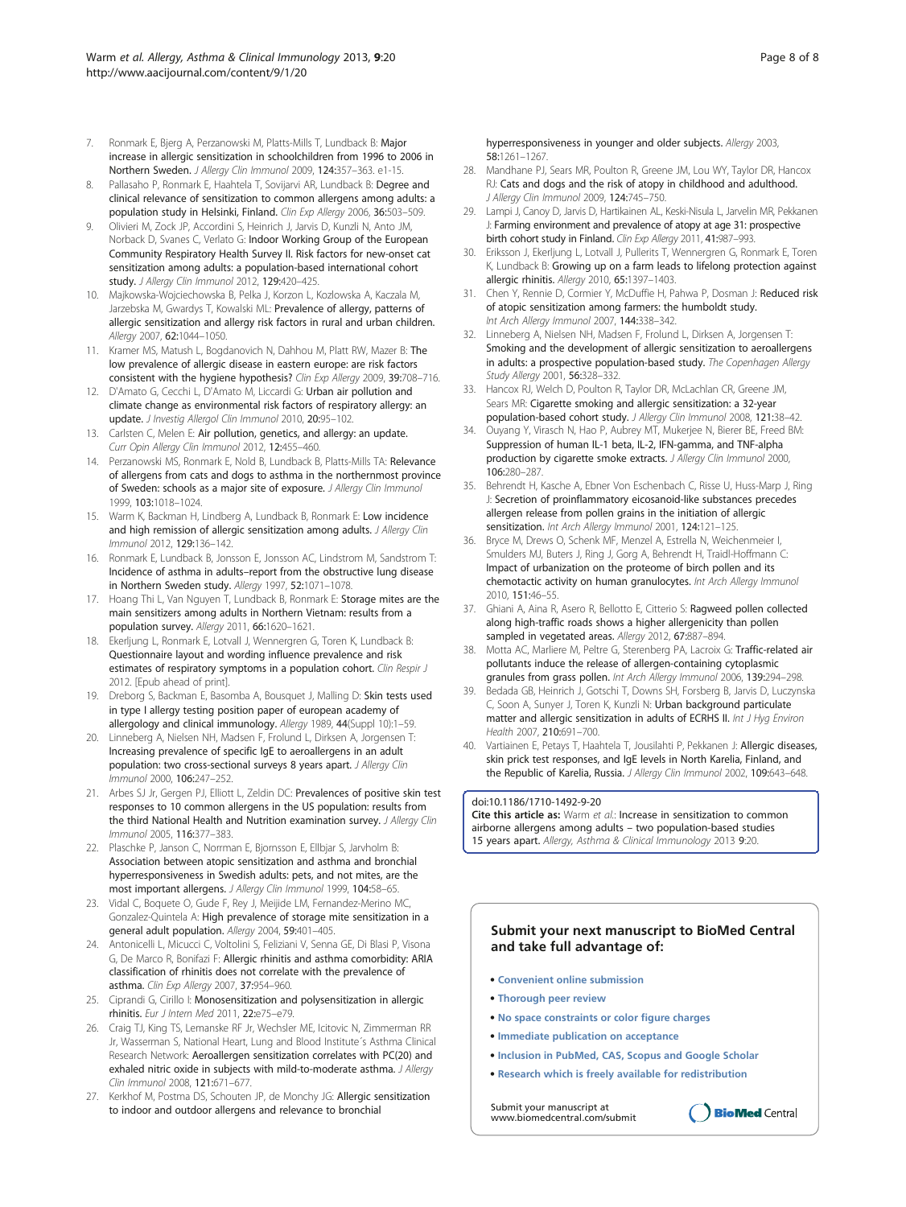7. Ronmark E, Bjerg A, Perzanowski M, Platts-Mills T, Lundback B: **Major increase in allergic sensitization in schoolchildren from 1996 to 2006 in Northern Sweden.** *J Allergy Clin Immunol* 2009, **124:**357–363. e1-15.
8. Pallasaho P, Ronmark E, Haahtela T, Sovijarvi AR, Lundback B: **Degree and clinical relevance of sensitization to common allergens among adults: a population study in Helsinki, Finland.** *Clin Exp Allergy* 2006, **36:**503–509.
9. Olivieri M, Zock JP, Accordini S, Heinrich J, Jarvis D, Kunzli N, Anto JM, Norback D, Svanes C, Verlato G: **Indoor Working Group of the European Community Respiratory Health Survey II. Risk factors for new-onset cat sensitization among adults: a population-based international cohort study.** *J Allergy Clin Immunol* 2012, **129:**420–425.
10. Majkowska-Wojciechowska B, Pelka J, Korzon L, Kozlowska A, Kaczala M, Jarzebska M, Gwardys T, Kowalski ML: **Prevalence of allergy, patterns of allergic sensitization and allergy risk factors in rural and urban children.** *Allergy* 2007, **62:**1044–1050.
11. Kramer MS, Matush L, Bogdanovich N, Dahhou M, Platt RW, Mazer B: **The low prevalence of allergic disease in eastern europe: are risk factors consistent with the hygiene hypothesis?** *Clin Exp Allergy* 2009, **39:**708–716.
12. D'Amato G, Cecchi L, D'Amato M, Liccardi G: **Urban air pollution and climate change as environmental risk factors of respiratory allergy: an update.** *J Investig Allergol Clin Immunol* 2010, **20:**95–102.
13. Carlsten C, Melen E: **Air pollution, genetics, and allergy: an update.** *Curr Opin Allergy Clin Immunol* 2012, **12:**455–460.
14. Perzanowski MS, Ronmark E, Nold B, Lundback B, Platts-Mills TA: **Relevance of allergens from cats and dogs to asthma in the northernmost province of Sweden: schools as a major site of exposure.** *J Allergy Clin Immunol* 1999, **103:**1018–1024.
15. Warm K, Backman H, Lindberg A, Lundback B, Ronmark E: **Low incidence and high remission of allergic sensitization among adults.** *J Allergy Clin Immunol* 2012, **129:**136–142.
16. Ronmark E, Lundback B, Jonsson E, Jonsson AC, Lindstrom M, Sandstrom T: **Incidence of asthma in adults–report from the obstructive lung disease in Northern Sweden study.** *Allergy* 1997, **52:**1071–1078.
17. Hoang Thi L, Van Nguyen T, Lundback B, Ronmark E: **Storage mites are the main sensitizers among adults in Northern Vietnam: results from a population survey.** *Allergy* 2011, **66:**1620–1621.
18. Ekerljung L, Ronmark E, Lotvall J, Wennergren G, Toren K, Lundback B: **Questionnaire layout and wording influence prevalence and risk estimates of respiratory symptoms in a population cohort.** *Clin Respir J* 2012. [Epub ahead of print].
19. Dreborg S, Backman E, Basomba A, Bousquet J, Malling D: **Skin tests used in type I allergy testing position paper of european academy of allergology and clinical immunology.** *Allergy* 1989, **44**(Suppl 10):1–59.
20. Linneberg A, Nielsen NH, Madsen F, Frolund L, Dirksen A, Jorgensen T: **Increasing prevalence of specific IgE to aeroallergens in an adult population: two cross-sectional surveys 8 years apart.** *J Allergy Clin Immunol* 2000, **106:**247–252.
21. Arbes SJ Jr, Gergen PJ, Elliott L, Zeldin DC: **Prevalences of positive skin test responses to 10 common allergens in the US population: results from the third National Health and Nutrition examination survey.** *J Allergy Clin Immunol* 2005, **116:**377–383.
22. Plaschke P, Janson C, Norrman E, Bjornsson E, Ellbjar S, Jarvholm B: **Association between atopic sensitization and asthma and bronchial hyperresponsiveness in Swedish adults: pets, and not mites, are the most important allergens.** *J Allergy Clin Immunol* 1999, **104:**58–65.
23. Vidal C, Boquete O, Gude F, Rey J, Meijide LM, Fernandez-Merino MC, Gonzalez-Quintela A: **High prevalence of storage mite sensitization in a general adult population.** *Allergy* 2004, **59:**401–405.
24. Antonicelli L, Micucci C, Voltolini S, Feliziani V, Senna GE, Di Blasi P, Visona G, De Marco R, Bonifazi F: **Allergic rhinitis and asthma comorbidity: ARIA classification of rhinitis does not correlate with the prevalence of asthma.** *Clin Exp Allergy* 2007, **37:**954–960.
25. Ciprandi G, Cirillo I: **Monosensitization and polysensitization in allergic rhinitis.** *Eur J Intern Med* 2011, **22:**e75–e79.
26. Craig TJ, King TS, Lemanske RF Jr, Wechsler ME, Icitovic N, Zimmerman RR Jr, Wasserman S, National Heart, Lung and Blood Institute´s Asthma Clinical Research Network: **Aeroallergen sensitization correlates with PC(20) and exhaled nitric oxide in subjects with mild-to-moderate asthma.** *J Allergy Clin Immunol* 2008, **121:**671–677.
27. Kerkhof M, Postma DS, Schouten JP, de Monchy JG: **Allergic sensitization to indoor and outdoor allergens and relevance to bronchial hyperresponsiveness in younger and older subjects.** *Allergy* 2003, **58:**1261–1267.
28. Mandhane PJ, Sears MR, Poulton R, Greene JM, Lou WY, Taylor DR, Hancox RJ: **Cats and dogs and the risk of atopy in childhood and adulthood.** *J Allergy Clin Immunol* 2009, **124:**745–750.
29. Lampi J, Canoy D, Jarvis D, Hartikainen AL, Keski-Nisula L, Jarvelin MR, Pekkanen J: **Farming environment and prevalence of atopy at age 31: prospective birth cohort study in Finland.** *Clin Exp Allergy* 2011, **41:**987–993.
30. Eriksson J, Ekerljung L, Lotvall J, Pullerits T, Wennergren G, Ronmark E, Toren K, Lundback B: **Growing up on a farm leads to lifelong protection against allergic rhinitis.** *Allergy* 2010, **65:**1397–1403.
31. Chen Y, Rennie D, Cormier Y, McDuffie H, Pahwa P, Dosman J: **Reduced risk of atopic sensitization among farmers: the humboldt study.** *Int Arch Allergy Immunol* 2007, **144:**338–342.
32. Linneberg A, Nielsen NH, Madsen F, Frolund L, Dirksen A, Jorgensen T: **Smoking and the development of allergic sensitization to aeroallergens in adults: a prospective population-based study.** *The Copenhagen Allergy Study Allergy* 2001, **56:**328–332.
33. Hancox RJ, Welch D, Poulton R, Taylor DR, McLachlan CR, Greene JM, Sears MR: **Cigarette smoking and allergic sensitization: a 32-year population-based cohort study.** *J Allergy Clin Immunol* 2008, **121:**38–42.
34. Ouyang Y, Virasch N, Hao P, Aubrey MT, Mukerjee N, Bierer BE, Freed BM: **Suppression of human IL-1 beta, IL-2, IFN-gamma, and TNF-alpha production by cigarette smoke extracts.** *J Allergy Clin Immunol* 2000, **106:**280–287.
35. Behrendt H, Kasche A, Ebner Von Eschenbach C, Risse U, Huss-Marp J, Ring J: **Secretion of proinflammatory eicosanoid-like substances precedes allergen release from pollen grains in the initiation of allergic sensitization.** *Int Arch Allergy Immunol* 2001, **124:**121–125.
36. Bryce M, Drews O, Schenk MF, Menzel A, Estrella N, Weichenmeier I, Smulders MJ, Buters J, Ring J, Gorg A, Behrendt H, Traidl-Hoffmann C: **Impact of urbanization on the proteome of birch pollen and its chemotactic activity on human granulocytes.** *Int Arch Allergy Immunol* 2010, **151:**46–55.
37. Ghiani A, Aina R, Asero R, Bellotto E, Citterio S: **Ragweed pollen collected along high-traffic roads shows a higher allergenicity than pollen sampled in vegetated areas.** *Allergy* 2012, **67:**887–894.
38. Motta AC, Marliere M, Peltre G, Sterenberg PA, Lacroix G: **Traffic-related air pollutants induce the release of allergen-containing cytoplasmic granules from grass pollen.** *Int Arch Allergy Immunol* 2006, **139:**294–298.
39. Bedada GB, Heinrich J, Gotschi T, Downs SH, Forsberg B, Jarvis D, Luczynska C, Soon A, Sunyer J, Toren K, Kunzli N: **Urban background particulate matter and allergic sensitization in adults of ECRHS II.** *Int J Hyg Environ Health* 2007, **210:**691–700.
40. Vartiainen E, Petays T, Haahtela T, Jousilahti P, Pekkanen J: **Allergic diseases, skin prick test responses, and IgE levels in North Karelia, Finland, and the Republic of Karelia, Russia.** *J Allergy Clin Immunol* 2002, **109:**643–648.

doi:10.1186/1710-1492-9-20

**Cite this article as:** Warm *et al.*: Increase in sensitization to common airborne allergens among adults – two population-based studies 15 years apart. *Allergy, Asthma & Clinical Immunology* 2013 **9**:20.

**Submit your next manuscript to BioMed Central and take full advantage of:**

- Convenient online submission
- Thorough peer review
- No space constraints or color figure charges
- Immediate publication on acceptance
- Inclusion in PubMed, CAS, Scopus and Google Scholar
- Research which is freely available for redistribution

Submit your manuscript at www.biomedcentral.com/submit

BioMed Central